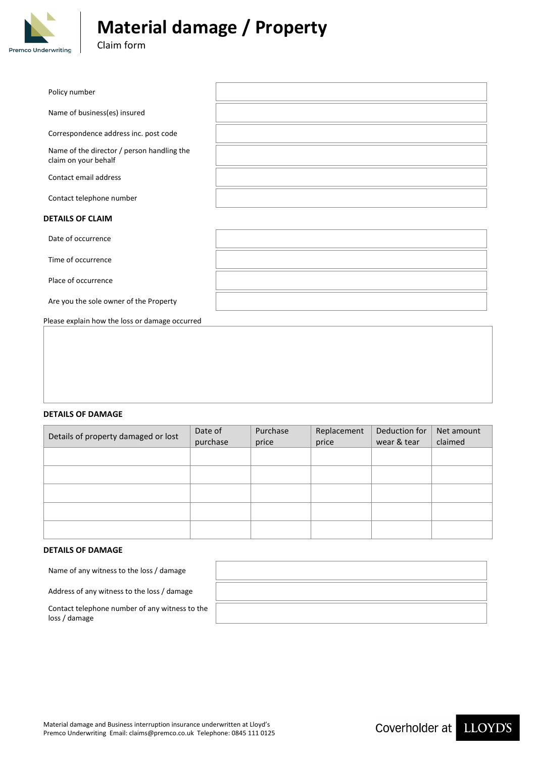Premco Underwriting

# Material damage / Property

Claim form

| | |
|---|---|
| Policy number | |
| Name of business(es) insured | |
| Correspondence address inc. post code | |
| Name of the director / person handling the claim on your behalf | |
| Contact email address | |
| Contact telephone number | |

**DETAILS OF CLAIM**

| | |
|---|---|
| Date of occurrence | |
| Time of occurrence | |
| Place of occurrence | |
| Are you the sole owner of the Property | |

Please explain how the loss or damage occurred

| |
|---|
| |

**DETAILS OF DAMAGE**

| Details of property damaged or lost | Date of purchase | Purchase price | Replacement price | Deduction for wear & tear | Net amount claimed |
|---|---|---|---|---|---|
| | | | | | |
| | | | | | |
| | | | | | |
| | | | | | |
| | | | | | |

**DETAILS OF DAMAGE**

| | |
|---|---|
| Name of any witness to the loss / damage | |
| Address of any witness to the loss / damage | |
| Contact telephone number of any witness to the loss / damage | |

Material damage and Business interruption insurance underwritten at Lloyd's
Premco Underwriting Email: claims@premco.co.uk Telephone: 0845 111 0125

Coverholder at LLOYD'S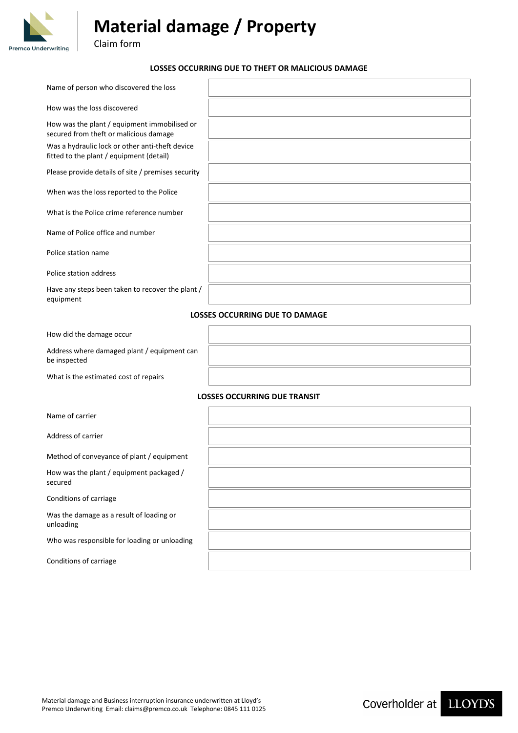# Material damage / Property

Claim form

**LOSSES OCCURRING DUE TO THEFT OR MALICIOUS DAMAGE**

| | |
|---|---|
| Name of person who discovered the loss | |
| How was the loss discovered | |
| How was the plant / equipment immobilised or secured from theft or malicious damage | |
| Was a hydraulic lock or other anti-theft device fitted to the plant / equipment (detail) | |
| Please provide details of site / premises security | |
| When was the loss reported to the Police | |
| What is the Police crime reference number | |
| Name of Police office and number | |
| Police station name | |
| Police station address | |
| Have any steps been taken to recover the plant / equipment | |

**LOSSES OCCURRING DUE TO DAMAGE**

| | |
|---|---|
| How did the damage occur | |
| Address where damaged plant / equipment can be inspected | |
| What is the estimated cost of repairs | |

**LOSSES OCCURRING DUE TRANSIT**

| | |
|---|---|
| Name of carrier | |
| Address of carrier | |
| Method of conveyance of plant / equipment | |
| How was the plant / equipment packaged / secured | |
| Conditions of carriage | |
| Was the damage as a result of loading or unloading | |
| Who was responsible for loading or unloading | |
| Conditions of carriage | |

Material damage and Business interruption insurance underwritten at Lloyd's
Premco Underwriting Email: claims@premco.co.uk Telephone: 0845 111 0125

Coverholder at LLOYD'S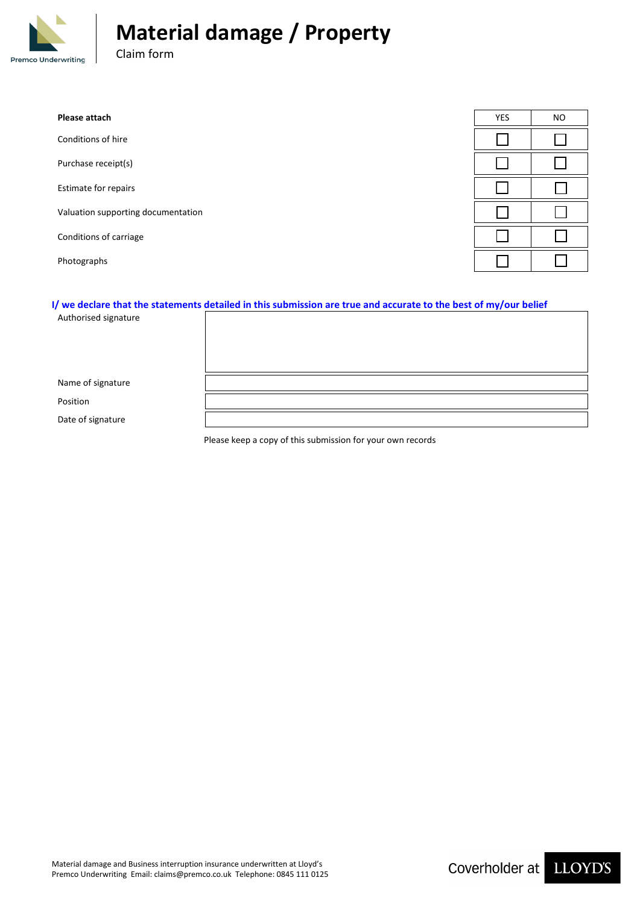# Material damage / Property

Claim form

| Please attach | YES | NO |
|---|---|---|
| Conditions of hire | ☐ | ☐ |
| Purchase receipt(s) | ☐ | ☐ |
| Estimate for repairs | ☐ | ☐ |
| Valuation supporting documentation | ☐ | ☐ |
| Conditions of carriage | ☐ | ☐ |
| Photographs | ☐ | ☐ |

**I/ we declare that the statements detailed in this submission are true and accurate to the best of my/our belief**

| | |
|---|---|
| Authorised signature | |
| Name of signature | |
| Position | |
| Date of signature | |

Please keep a copy of this submission for your own records

Material damage and Business interruption insurance underwritten at Lloyd's
Premco Underwriting Email: claims@premco.co.uk Telephone: 0845 111 0125

Coverholder at LLOYD'S